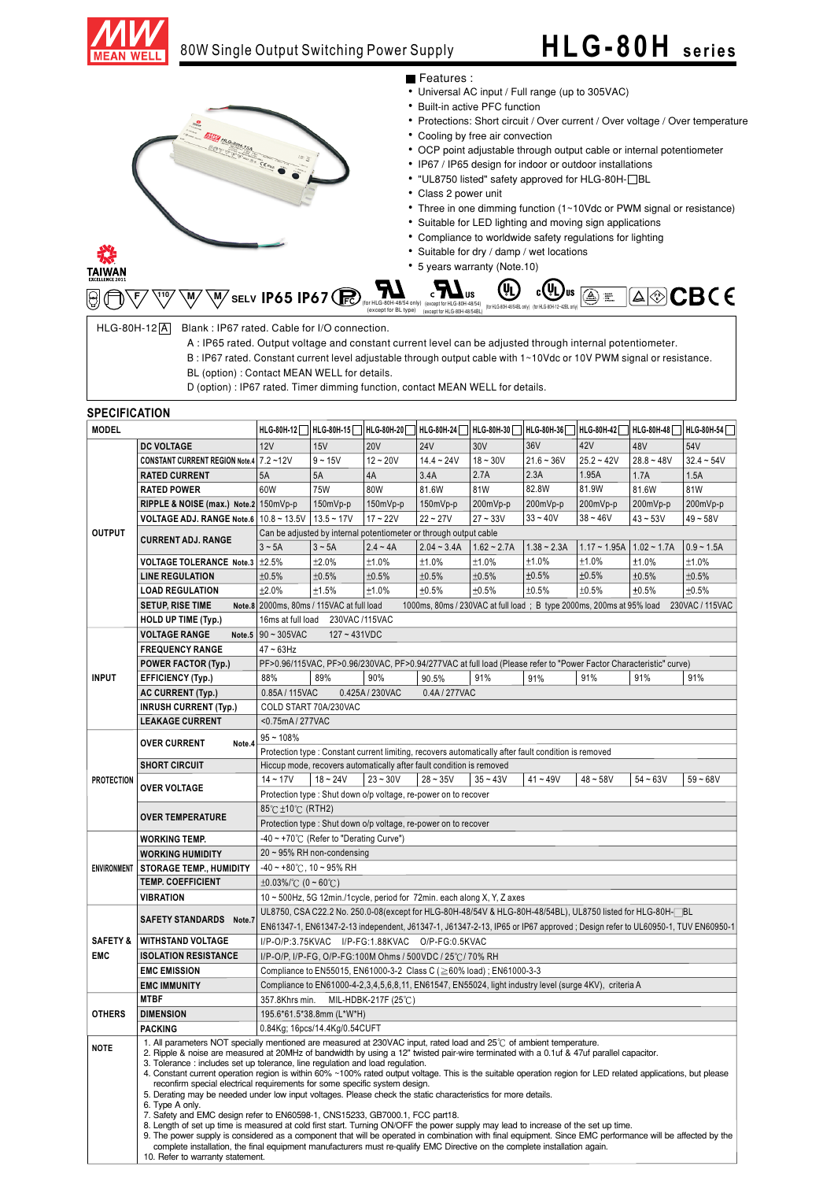# 80W Single Output Switching Power Supply — HLG-80H series

## Features :

- Universal AC input / Full range (up to 305VAC)
- Built-in active PFC function
- Protections: Short circuit / Over current / Over voltage / Over temperature
- Cooling by free air convection
- OCP point adjustable through output cable or internal potentiometer
- IP67 / IP65 design for indoor or outdoor installations
- "UL8750 listed" safety approved for HLG-80H-□BL
- Class 2 power unit
- Three in one dimming function (1~10Vdc or PWM signal or resistance)
- Suitable for LED lighting and moving sign applications
- Compliance to worldwide safety regulations for lighting
- Suitable for dry / damp / wet locations
- 5 years warranty (Note.10)

SELV IP65 IP67 (for HLG-80H-48/54 only) (except for BL type) (except for HLG-80H-48/54) (except for HLG-80H-48/54BL) (for HLG-80H-48/54BL only) (for HLG-80H-12~42BL only) CB CE

HLG-80H-12 A

- Blank : IP67 rated. Cable for I/O connection.
- A : IP65 rated. Output voltage and constant current level can be adjusted through internal potentiometer.
- B : IP67 rated. Constant current level adjustable through output cable with 1~10Vdc or 10V PWM signal or resistance.
- BL (option) : Contact MEAN WELL for details.
- D (option) : IP67 rated. Timer dimming function, contact MEAN WELL for details.

## SPECIFICATION

| | MODEL | HLG-80H-12□ | HLG-80H-15□ | HLG-80H-20□ | HLG-80H-24□ | HLG-80H-30□ | HLG-80H-36□ | HLG-80H-42□ | HLG-80H-48□ | HLG-80H-54□ |
|---|---|---|---|---|---|---|---|---|---|---|
| OUTPUT | DC VOLTAGE | 12V | 15V | 20V | 24V | 30V | 36V | 42V | 48V | 54V |
| | CONSTANT CURRENT REGION Note.4 | 7.2 ~12V | 9 ~ 15V | 12 ~ 20V | 14.4 ~ 24V | 18 ~ 30V | 21.6 ~ 36V | 25.2 ~ 42V | 28.8 ~ 48V | 32.4 ~ 54V |
| | RATED CURRENT | 5A | 5A | 4A | 3.4A | 2.7A | 2.3A | 1.95A | 1.7A | 1.5A |
| | RATED POWER | 60W | 75W | 80W | 81.6W | 81W | 82.8W | 81.9W | 81.6W | 81W |
| | RIPPLE & NOISE (max.) Note.2 | 150mVp-p | 150mVp-p | 150mVp-p | 150mVp-p | 200mVp-p | 200mVp-p | 200mVp-p | 200mVp-p | 200mVp-p |
| | VOLTAGE ADJ. RANGE Note.6 | 10.8 ~ 13.5V | 13.5 ~ 17V | 17 ~ 22V | 22 ~ 27V | 27 ~ 33V | 33 ~ 40V | 38 ~ 46V | 43 ~ 53V | 49 ~ 58V |
| | CURRENT ADJ. RANGE | Can be adjusted by internal potentiometer or through output cable | | | | | | | | |
| | | 3 ~ 5A | 3 ~ 5A | 2.4 ~ 4A | 2.04 ~ 3.4A | 1.62 ~ 2.7A | 1.38 ~ 2.3A | 1.17 ~ 1.95A | 1.02 ~ 1.7A | 0.9 ~ 1.5A |
| | VOLTAGE TOLERANCE Note.3 | ±2.5% | ±2.0% | ±1.0% | ±1.0% | ±1.0% | ±1.0% | ±1.0% | ±1.0% | ±1.0% |
| | LINE REGULATION | ±0.5% | ±0.5% | ±0.5% | ±0.5% | ±0.5% | ±0.5% | ±0.5% | ±0.5% | ±0.5% |
| | LOAD REGULATION | ±2.0% | ±1.5% | ±1.0% | ±0.5% | ±0.5% | ±0.5% | ±0.5% | ±0.5% | ±0.5% |
| | SETUP, RISE TIME Note.8 | 2000ms, 80ms / 115VAC at full load  1000ms, 80ms / 230VAC at full load ; B type 2000ms, 200ms at 95% load  230VAC / 115VAC | | | | | | | | |
| | HOLD UP TIME (Typ.) | 16ms at full load  230VAC /115VAC | | | | | | | | |
| INPUT | VOLTAGE RANGE Note.5 | 90 ~ 305VAC  127 ~ 431VDC | | | | | | | | |
| | FREQUENCY RANGE | 47 ~ 63Hz | | | | | | | | |
| | POWER FACTOR (Typ.) | PF>0.96/115VAC, PF>0.96/230VAC, PF>0.94/277VAC at full load (Please refer to "Power Factor Characteristic" curve) | | | | | | | | |
| | EFFICIENCY (Typ.) | 88% | 89% | 90% | 90.5% | 91% | 91% | 91% | 91% | 91% |
| | AC CURRENT (Typ.) | 0.85A / 115VAC  0.425A / 230VAC  0.4A / 277VAC | | | | | | | | |
| | INRUSH CURRENT (Typ.) | COLD START 70A/230VAC | | | | | | | | |
| | LEAKAGE CURRENT | <0.75mA / 277VAC | | | | | | | | |
| PROTECTION | OVER CURRENT Note.4 | 95 ~ 108% | | | | | | | | |
| | | Protection type : Constant current limiting, recovers automatically after fault condition is removed | | | | | | | | |
| | SHORT CIRCUIT | Hiccup mode, recovers automatically after fault condition is removed | | | | | | | | |
| | OVER VOLTAGE | 14 ~ 17V | 18 ~ 24V | 23 ~ 30V | 28 ~ 35V | 35 ~ 43V | 41 ~ 49V | 48 ~ 58V | 54 ~ 63V | 59 ~ 68V |
| | | Protection type : Shut down o/p voltage, re-power on to recover | | | | | | | | |
| | OVER TEMPERATURE | 85℃ ±10℃ (RTH2) | | | | | | | | |
| | | Protection type : Shut down o/p voltage, re-power on to recover | | | | | | | | |
| ENVIRONMENT | WORKING TEMP. | -40 ~ +70℃ (Refer to "Derating Curve") | | | | | | | | |
| | WORKING HUMIDITY | 20 ~ 95% RH non-condensing | | | | | | | | |
| | STORAGE TEMP., HUMIDITY | -40 ~ +80℃, 10 ~ 95% RH | | | | | | | | |
| | TEMP. COEFFICIENT | ±0.03%/℃ (0 ~ 60℃) | | | | | | | | |
| | VIBRATION | 10 ~ 500Hz, 5G 12min./1cycle, period for 72min. each along X, Y, Z axes | | | | | | | | |
| SAFETY & EMC | SAFETY STANDARDS Note.7 | UL8750, CSA C22.2 No. 250.0-08(except for HLG-80H-48/54V & HLG-80H-48/54BL), UL8750 listed for HLG-80H-□BL; EN61347-1, EN61347-2-13 independent, J61347-1, J61347-2-13, IP65 or IP67 approved ; Design refer to UL60950-1, TUV EN60950-1 | | | | | | | | |
| | WITHSTAND VOLTAGE | I/P-O/P:3.75KVAC  I/P-FG:1.88KVAC  O/P-FG:0.5KVAC | | | | | | | | |
| | ISOLATION RESISTANCE | I/P-O/P, I/P-FG, O/P-FG:100M Ohms / 500VDC / 25℃/ 70% RH | | | | | | | | |
| | EMC EMISSION | Compliance to EN55015, EN61000-3-2 Class C (≧60% load) ; EN61000-3-3 | | | | | | | | |
| | EMC IMMUNITY | Compliance to EN61000-4-2,3,4,5,6,8,11, EN61547, EN55024, light industry level (surge 4KV), criteria A | | | | | | | | |
| OTHERS | MTBF | 357.8Khrs min.  MIL-HDBK-217F (25℃) | | | | | | | | |
| | DIMENSION | 195.6*61.5*38.8mm (L*W*H) | | | | | | | | |
| | PACKING | 0.84Kg; 16pcs/14.4Kg/0.54CUFT | | | | | | | | |

**NOTE**

1. All parameters NOT specially mentioned are measured at 230VAC input, rated load and 25℃ of ambient temperature.
2. Ripple & noise are measured at 20MHz of bandwidth by using a 12" twisted pair-wire terminated with a 0.1uf & 47uf parallel capacitor.
3. Tolerance : includes set up tolerance, line regulation and load regulation.
4. Constant current operation region is within 60% ~100% rated output voltage. This is the suitable operation region for LED related applications, but please reconfirm special electrical requirements for some specific system design.
5. Derating may be needed under low input voltages. Please check the static characteristics for more details.
6. Type A only.
7. Safety and EMC design refer to EN60598-1, CNS15233, GB7000.1, FCC part18.
8. Length of set up time is measured at cold first start. Turning ON/OFF the power supply may lead to increase of the set up time.
9. The power supply is considered as a component that will be operated in combination with final equipment. Since EMC performance will be affected by the complete installation, the final equipment manufacturers must re-qualify EMC Directive on the complete installation again.
10. Refer to warranty statement.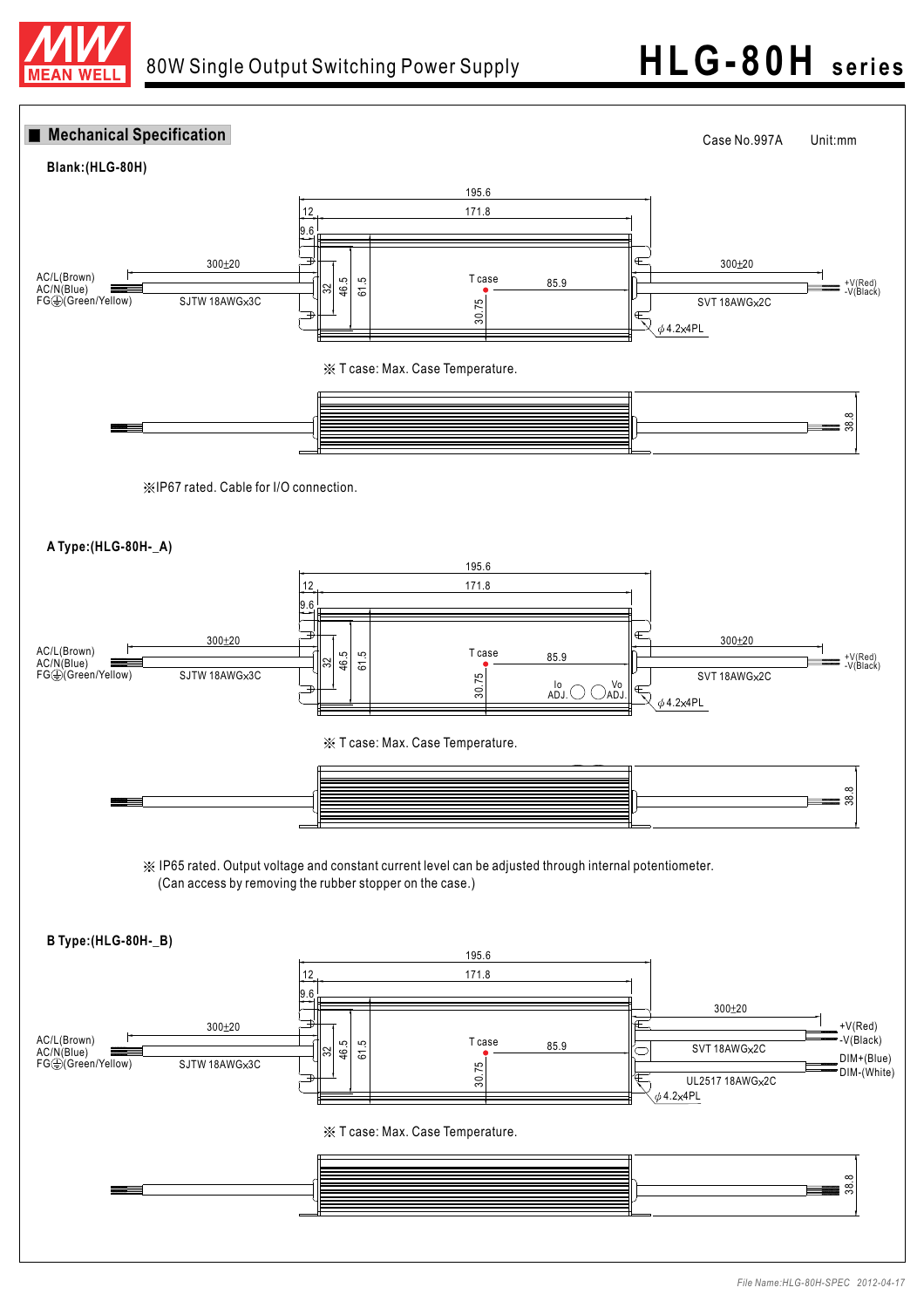## Mechanical Specification

Case No.997A Unit:mm

**Blank:(HLG-80H)**

195.6
171.8
12
9.6
300±20
300±20
AC/L(Brown)
AC/N(Blue)
FG⏚(Green/Yellow)
SJTW 18AWGx3C
32
46.5
61.5
T case
85.9
30.75
SVT 18AWGx2C
+V(Red)
-V(Black)
ϕ4.2x4PL

※ T case: Max. Case Temperature.

38.8

※IP67 rated. Cable for I/O connection.

**A Type:(HLG-80H-_A)**

195.6
171.8
12
9.6
300±20
300±20
AC/L(Brown)
AC/N(Blue)
FG⏚(Green/Yellow)
SJTW 18AWGx3C
32
46.5
61.5
T case
85.9
30.75
Io ADJ.
Vo ADJ.
SVT 18AWGx2C
+V(Red)
-V(Black)
ϕ4.2x4PL

※ T case: Max. Case Temperature.

38.8

※ IP65 rated. Output voltage and constant current level can be adjusted through internal potentiometer. (Can access by removing the rubber stopper on the case.)

**B Type:(HLG-80H-_B)**

195.6
171.8
12
9.6
300±20
300±20
AC/L(Brown)
AC/N(Blue)
FG⏚(Green/Yellow)
SJTW 18AWGx3C
32
46.5
61.5
T case
85.9
30.75
SVT 18AWGx2C
UL2517 18AWGx2C
+V(Red)
-V(Black)
DIM+(Blue)
DIM-(White)
ϕ4.2x4PL

※ T case: Max. Case Temperature.

38.8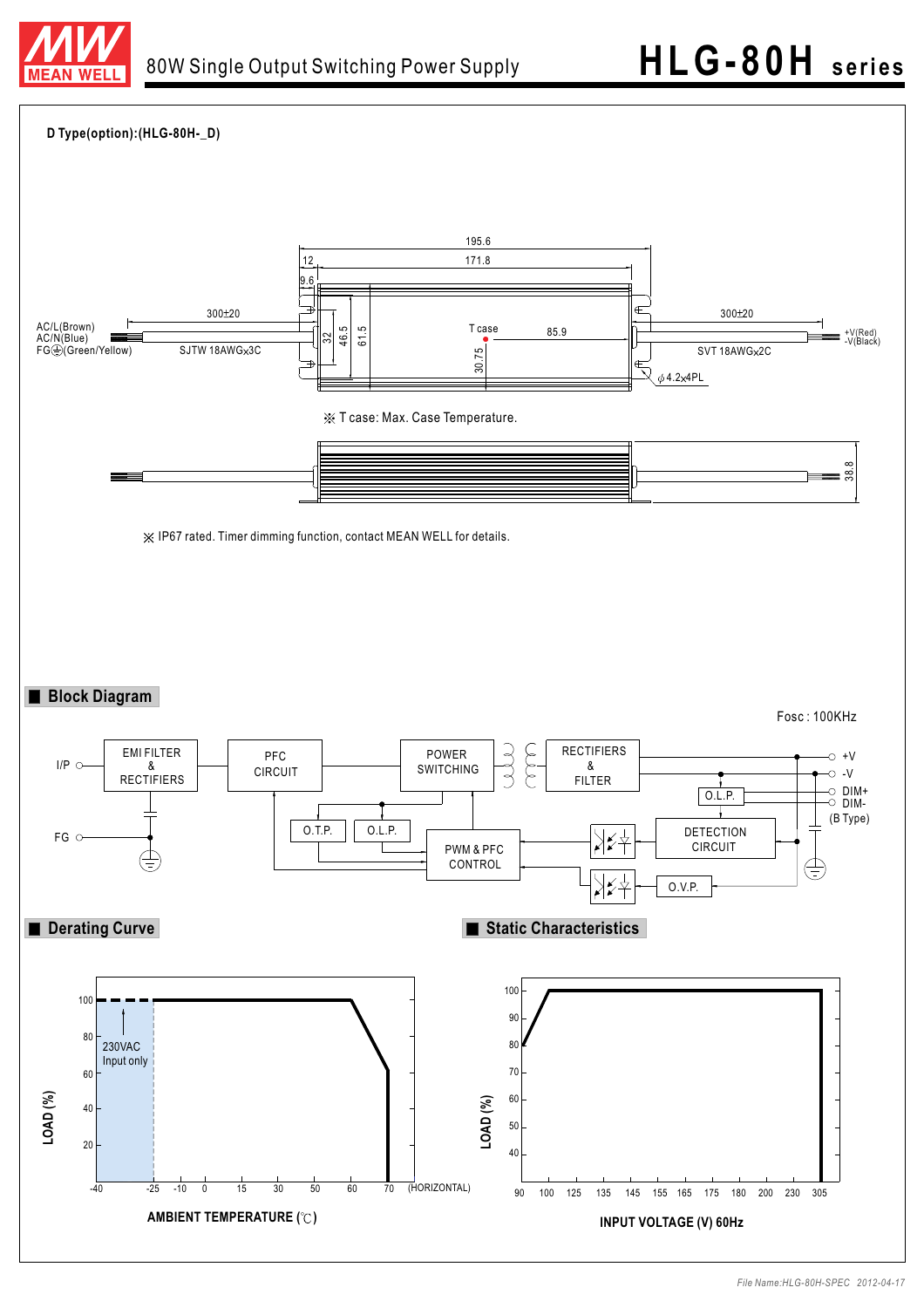**D Type(option):(HLG-80H-_D)**

195.6

12 171.8

9.6

300±20 300±20

AC/L(Brown)
AC/N(Blue)
FG⏚(Green/Yellow)

SJTW 18AWGx3C

32 46.5 61.5

T case 85.9

30.75

SVT 18AWGx2C

+V(Red)
-V(Black)

φ4.2x4PL

※ T case: Max. Case Temperature.

38.8

※ IP67 rated. Timer dimming function, contact MEAN WELL for details.

## Block Diagram

Fosc : 100KHz

I/P, FG, EMI FILTER & RECTIFIERS, PFC CIRCUIT, POWER SWITCHING, RECTIFIERS & FILTER, +V, -V, O.L.P., DIM+, DIM-, (B Type), O.T.P., O.L.P., PWM & PFC CONTROL, DETECTION CIRCUIT, O.V.P.

## Derating Curve

LOAD (%): 20, 40, 60, 80, 100

AMBIENT TEMPERATURE (℃): -40, -25, -10, 0, 15, 30, 50, 60, 70 (HORIZONTAL)

230VAC Input only

## Static Characteristics

LOAD (%): 40, 50, 60, 70, 80, 90, 100

INPUT VOLTAGE (V) 60Hz: 90, 100, 125, 135, 145, 155, 165, 175, 180, 200, 230, 305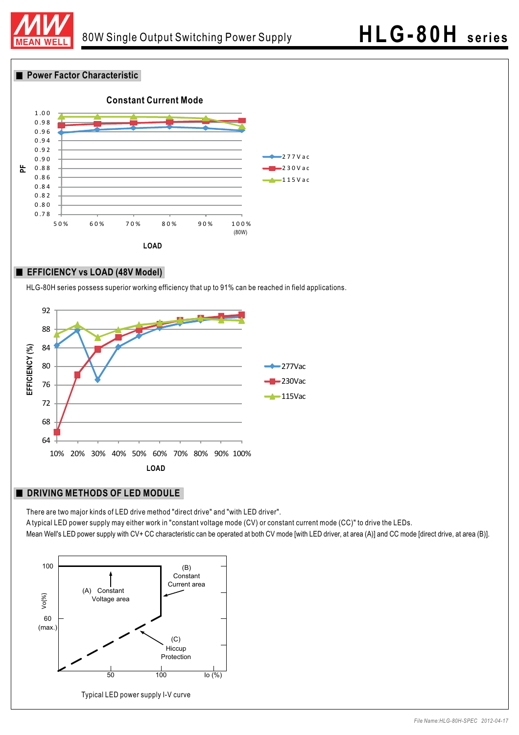## Power Factor Characteristic

Constant Current Mode

PF

1.00
0.98
0.96
0.94
0.92
0.90
0.88
0.86
0.84
0.82
0.80
0.78

50% 60% 70% 80% 90% 100% (80W)

LOAD

277Vac
230Vac
115Vac

## EFFICIENCY vs LOAD (48V Model)

HLG-80H series possess superior working efficiency that up to 91% can be reached in field applications.

EFFICIENCY (%)

92
88
84
80
76
72
68
64

10% 20% 30% 40% 50% 60% 70% 80% 90% 100%

LOAD

277Vac
230Vac
115Vac

## DRIVING METHODS OF LED MODULE

There are two major kinds of LED drive method "direct drive" and "with LED driver".
A typical LED power supply may either work in "constant voltage mode (CV) or constant current mode (CC)" to drive the LEDs.
Mean Well's LED power supply with CV+ CC characteristic can be operated at both CV mode [with LED driver, at area (A)] and CC mode [direct drive, at area (B)].

Vo(%)

100

60 (max.)

(A) Constant Voltage area

(B) Constant Current area

(C) Hiccup Protection

50 100 Io (%)

Typical LED power supply I-V curve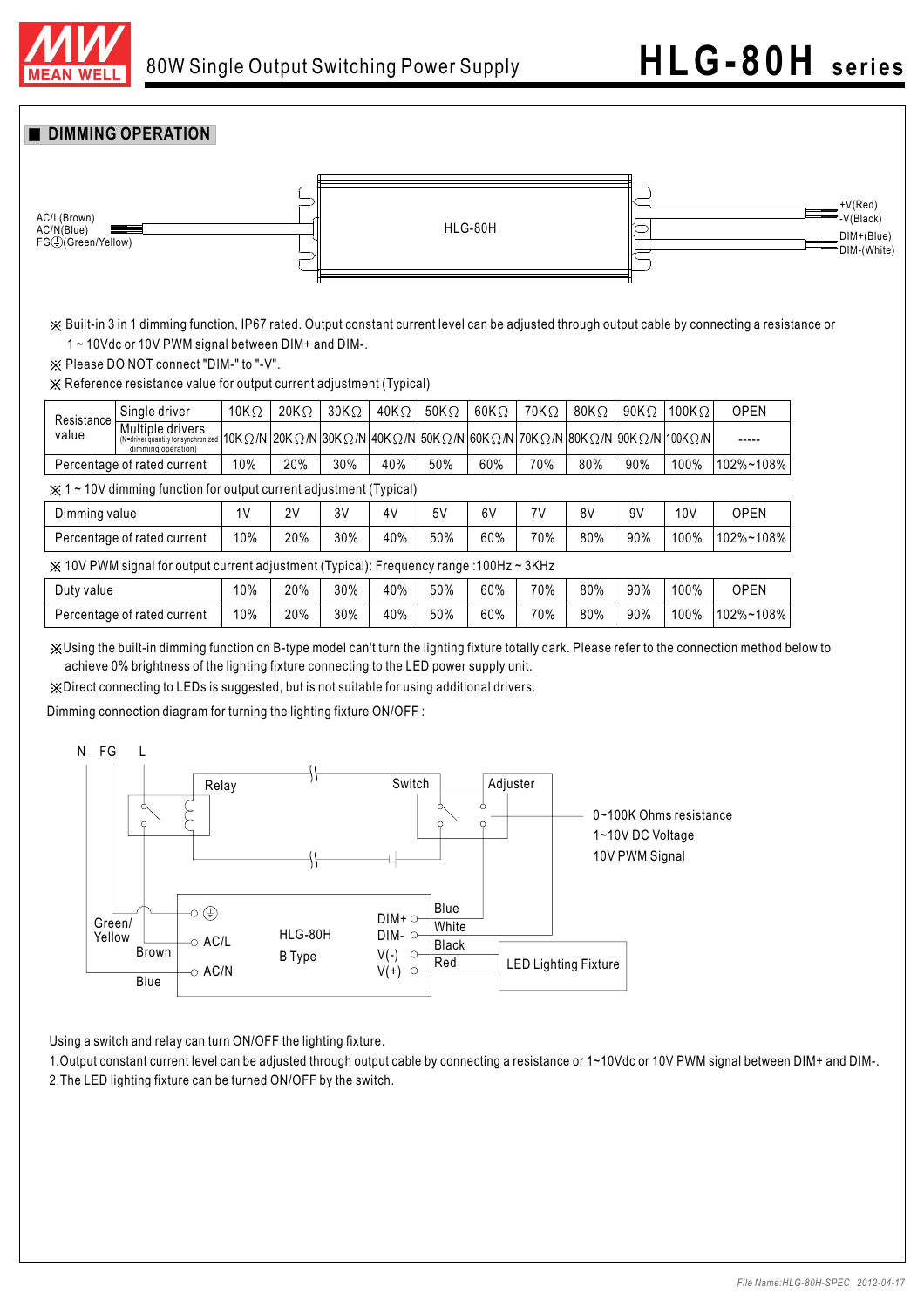## DIMMING OPERATION

AC/L(Brown)
AC/N(Blue)
FG⏚(Green/Yellow)

HLG-80H

+V(Red)
-V(Black)
DIM+(Blue)
DIM-(White)

※ Built-in 3 in 1 dimming function, IP67 rated. Output constant current level can be adjusted through output cable by connecting a resistance or 1 ~ 10Vdc or 10V PWM signal between DIM+ and DIM-.

※ Please DO NOT connect "DIM-" to "-V".

※ Reference resistance value for output current adjustment (Typical)

| Resistance value | | | | | | | | | | | | |
|---|---|---|---|---|---|---|---|---|---|---|---|---|
| | Single driver | 10KΩ | 20KΩ | 30KΩ | 40KΩ | 50KΩ | 60KΩ | 70KΩ | 80KΩ | 90KΩ | 100KΩ | OPEN |
| | Multiple drivers (N=driver quantity for synchronized dimming operation) | 10KΩ/N | 20KΩ/N | 30KΩ/N | 40KΩ/N | 50KΩ/N | 60KΩ/N | 70KΩ/N | 80KΩ/N | 90KΩ/N | 100KΩ/N | ----- |
| Percentage of rated current | | 10% | 20% | 30% | 40% | 50% | 60% | 70% | 80% | 90% | 100% | 102%~108% |

※ 1 ~ 10V dimming function for output current adjustment (Typical)

| Dimming value | 1V | 2V | 3V | 4V | 5V | 6V | 7V | 8V | 9V | 10V | OPEN |
|---|---|---|---|---|---|---|---|---|---|---|---|
| Percentage of rated current | 10% | 20% | 30% | 40% | 50% | 60% | 70% | 80% | 90% | 100% | 102%~108% |

※ 10V PWM signal for output current adjustment (Typical): Frequency range :100Hz ~ 3KHz

| Duty value | 10% | 20% | 30% | 40% | 50% | 60% | 70% | 80% | 90% | 100% | OPEN |
|---|---|---|---|---|---|---|---|---|---|---|---|
| Percentage of rated current | 10% | 20% | 30% | 40% | 50% | 60% | 70% | 80% | 90% | 100% | 102%~108% |

※Using the built-in dimming function on B-type model can't turn the lighting fixture totally dark. Please refer to the connection method below to achieve 0% brightness of the lighting fixture connecting to the LED power supply unit.

※Direct connecting to LEDs is suggested, but is not suitable for using additional drivers.

Dimming connection diagram for turning the lighting fixture ON/OFF :

N FG L

Relay

Switch

Adjuster

0~100K Ohms resistance
1~10V DC Voltage
10V PWM Signal

Green/Yellow
Brown
Blue

AC/L
AC/N

HLG-80H
B Type

DIM+
DIM-
V(-)
V(+)

Blue
White
Black
Red

LED Lighting Fixture

Using a switch and relay can turn ON/OFF the lighting fixture.

1.Output constant current level can be adjusted through output cable by connecting a resistance or 1~10Vdc or 10V PWM signal between DIM+ and DIM-.

2.The LED lighting fixture can be turned ON/OFF by the switch.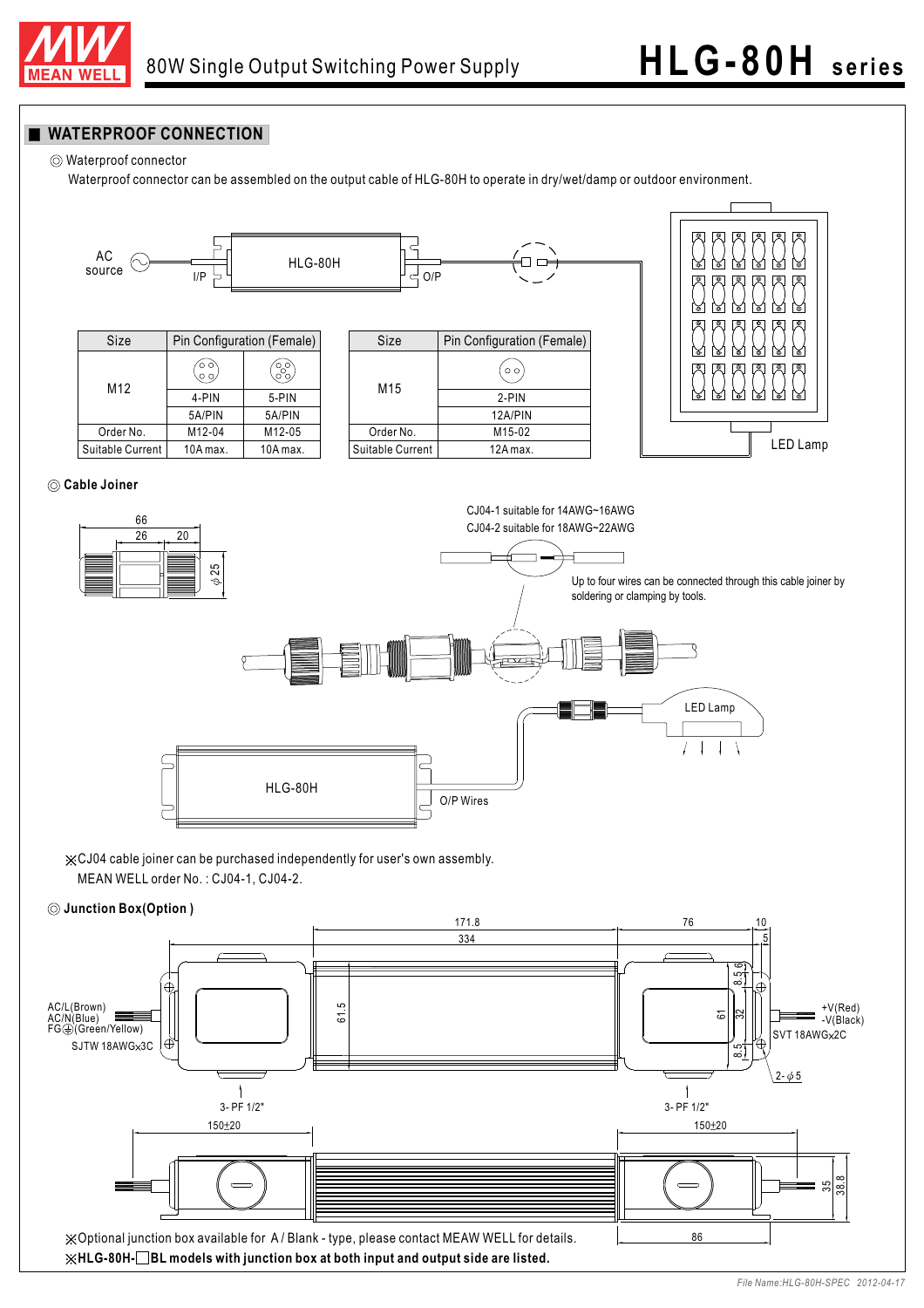## WATERPROOF CONNECTION

◎ Waterproof connector

Waterproof connector can be assembled on the output cable of HLG-80H to operate in dry/wet/damp or outdoor environment.

AC source

I/P

HLG-80H

O/P

LED Lamp

| Size | Pin Configuration (Female) | |
|---|---|---|
| M12 | 4-PIN | 5-PIN |
| | 5A/PIN | 5A/PIN |
| Order No. | M12-04 | M12-05 |
| Suitable Current | 10A max. | 10A max. |

| Size | Pin Configuration (Female) |
|---|---|
| M15 | 2-PIN |
| | 12A/PIN |
| Order No. | M15-02 |
| Suitable Current | 12A max. |

◎ **Cable Joiner**

66

26

20

ϕ25

CJ04-1 suitable for 14AWG~16AWG

CJ04-2 suitable for 18AWG~22AWG

Up to four wires can be connected through this cable joiner by soldering or clamping by tools.

LED Lamp

HLG-80H

O/P Wires

※CJ04 cable joiner can be purchased independently for user's own assembly.
MEAN WELL order No. : CJ04-1, CJ04-2.

◎ **Junction Box(Option )**

171.8

334

76

10

5

8.5

6

32

8.5

61.5

61

AC/L(Brown)
AC/N(Blue)
FG⏚(Green/Yellow)

SJTW 18AWGx3C

+V(Red)
-V(Black)

SVT 18AWGx2C

2-ϕ5

3- PF 1/2"

3- PF 1/2"

150±20

150±20

35

38.8

86

※Optional junction box available for A / Blank - type, please contact MEAW WELL for details.

※**HLG-80H-□BL models with junction box at both input and output side are listed.**